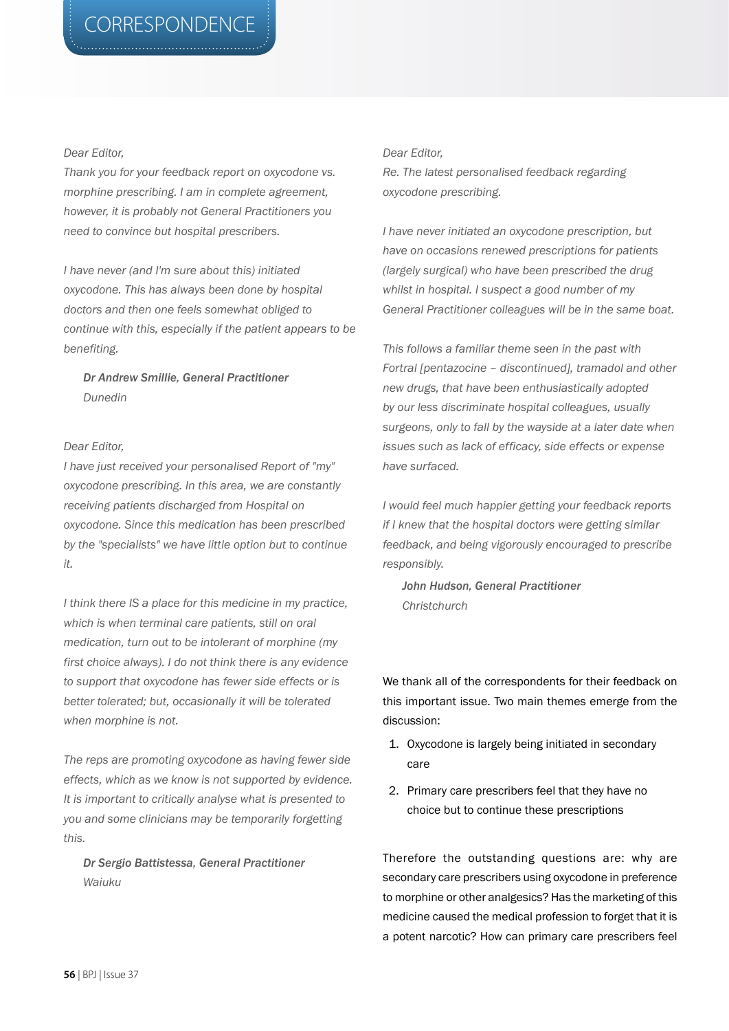# CORRESPONDENCE

*Dear Editor,*

*Thank you for your feedback report on oxycodone vs. morphine prescribing. I am in complete agreement, however, it is probably not General Practitioners you need to convince but hospital prescribers.*

*I have never (and I'm sure about this) initiated oxycodone. This has always been done by hospital doctors and then one feels somewhat obliged to continue with this, especially if the patient appears to be benefiting.*

***Dr Andrew Smillie, General Practitioner***
*Dunedin*

*Dear Editor,*

*I have just received your personalised Report of "my" oxycodone prescribing. In this area, we are constantly receiving patients discharged from Hospital on oxycodone. Since this medication has been prescribed by the "specialists" we have little option but to continue it.*

*I think there IS a place for this medicine in my practice, which is when terminal care patients, still on oral medication, turn out to be intolerant of morphine (my first choice always). I do not think there is any evidence to support that oxycodone has fewer side effects or is better tolerated; but, occasionally it will be tolerated when morphine is not.*

*The reps are promoting oxycodone as having fewer side effects, which as we know is not supported by evidence. It is important to critically analyse what is presented to you and some clinicians may be temporarily forgetting this.*

***Dr Sergio Battistessa, General Practitioner***
*Waiuku*

*Dear Editor,*

*Re. The latest personalised feedback regarding oxycodone prescribing.*

*I have never initiated an oxycodone prescription, but have on occasions renewed prescriptions for patients (largely surgical) who have been prescribed the drug whilst in hospital. I suspect a good number of my General Practitioner colleagues will be in the same boat.*

*This follows a familiar theme seen in the past with Fortral [pentazocine – discontinued], tramadol and other new drugs, that have been enthusiastically adopted by our less discriminate hospital colleagues, usually surgeons, only to fall by the wayside at a later date when issues such as lack of efficacy, side effects or expense have surfaced.*

*I would feel much happier getting your feedback reports if I knew that the hospital doctors were getting similar feedback, and being vigorously encouraged to prescribe responsibly.*

***John Hudson, General Practitioner***
*Christchurch*

We thank all of the correspondents for their feedback on this important issue. Two main themes emerge from the discussion:

1. Oxycodone is largely being initiated in secondary care
2. Primary care prescribers feel that they have no choice but to continue these prescriptions

Therefore the outstanding questions are: why are secondary care prescribers using oxycodone in preference to morphine or other analgesics? Has the marketing of this medicine caused the medical profession to forget that it is a potent narcotic? How can primary care prescribers feel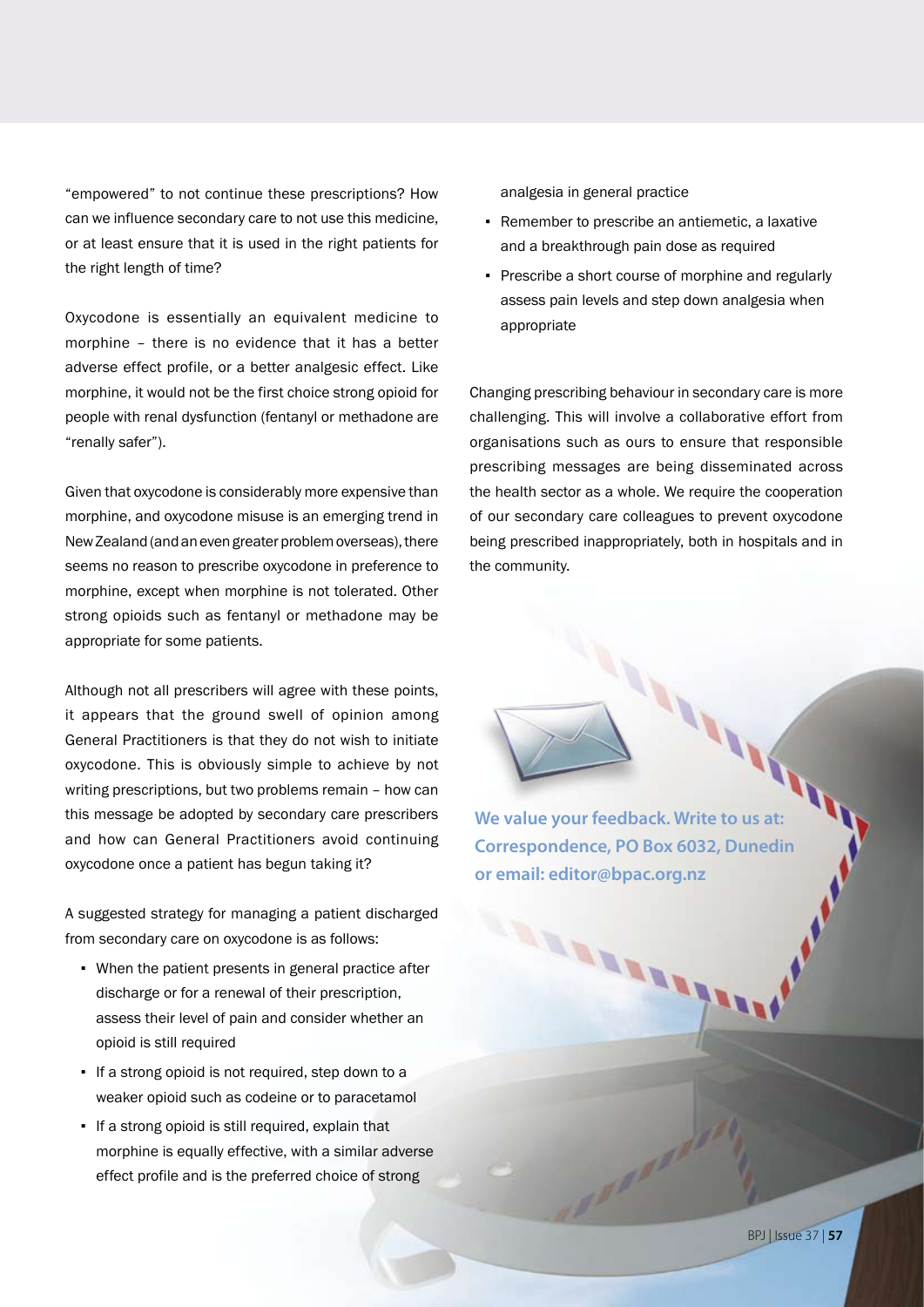"empowered" to not continue these prescriptions? How can we influence secondary care to not use this medicine, or at least ensure that it is used in the right patients for the right length of time?

Oxycodone is essentially an equivalent medicine to morphine – there is no evidence that it has a better adverse effect profile, or a better analgesic effect. Like morphine, it would not be the first choice strong opioid for people with renal dysfunction (fentanyl or methadone are "renally safer").

Given that oxycodone is considerably more expensive than morphine, and oxycodone misuse is an emerging trend in New Zealand (and an even greater problem overseas), there seems no reason to prescribe oxycodone in preference to morphine, except when morphine is not tolerated. Other strong opioids such as fentanyl or methadone may be appropriate for some patients.

Although not all prescribers will agree with these points, it appears that the ground swell of opinion among General Practitioners is that they do not wish to initiate oxycodone. This is obviously simple to achieve by not writing prescriptions, but two problems remain – how can this message be adopted by secondary care prescribers and how can General Practitioners avoid continuing oxycodone once a patient has begun taking it?

A suggested strategy for managing a patient discharged from secondary care on oxycodone is as follows:

- When the patient presents in general practice after discharge or for a renewal of their prescription, assess their level of pain and consider whether an opioid is still required
- If a strong opioid is not required, step down to a weaker opioid such as codeine or to paracetamol
- If a strong opioid is still required, explain that morphine is equally effective, with a similar adverse effect profile and is the preferred choice of strong analgesia in general practice
- Remember to prescribe an antiemetic, a laxative and a breakthrough pain dose as required
- Prescribe a short course of morphine and regularly assess pain levels and step down analgesia when appropriate

Changing prescribing behaviour in secondary care is more challenging. This will involve a collaborative effort from organisations such as ours to ensure that responsible prescribing messages are being disseminated across the health sector as a whole. We require the cooperation of our secondary care colleagues to prevent oxycodone being prescribed inappropriately, both in hospitals and in the community.

**We value your feedback. Write to us at: Correspondence, PO Box 6032, Dunedin or email: editor@bpac.org.nz**